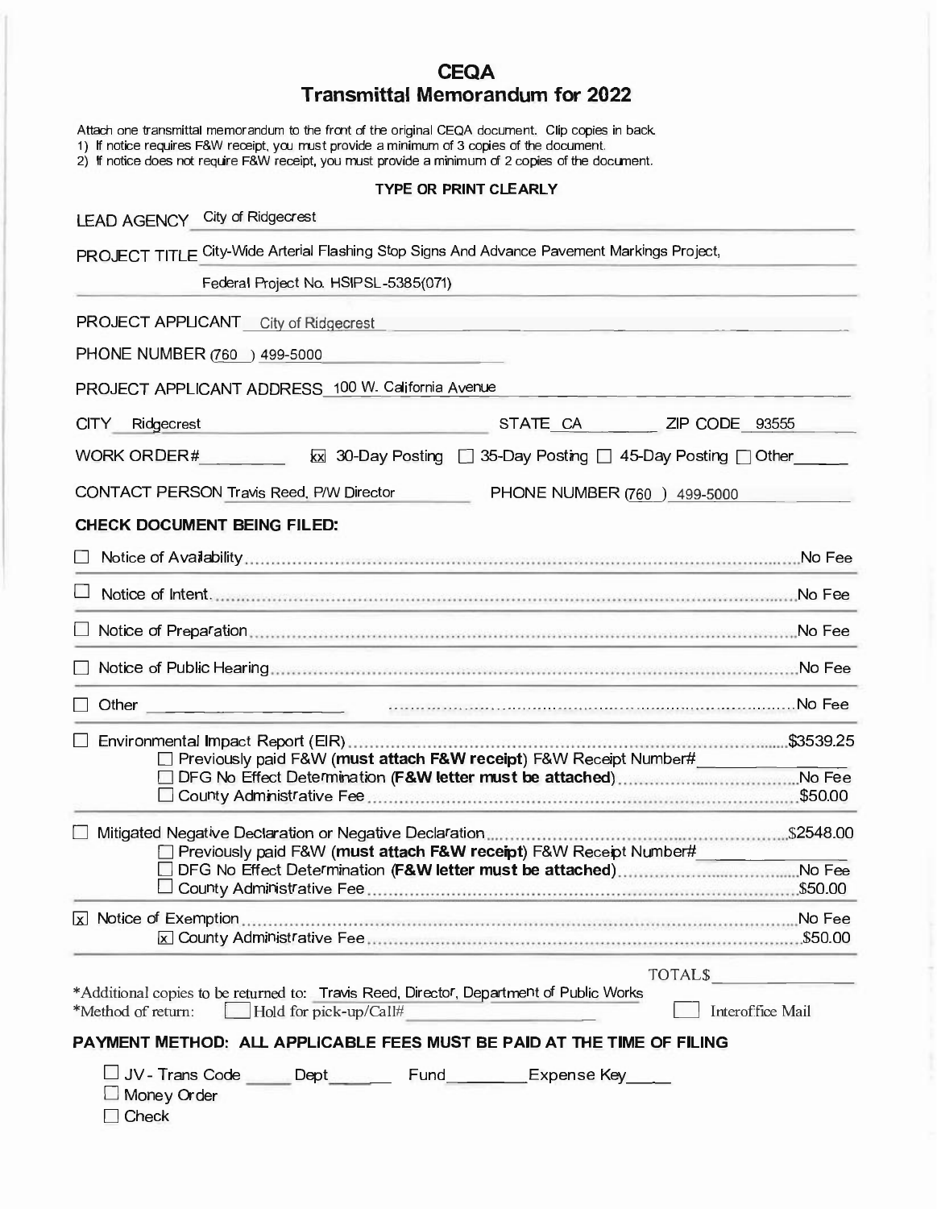# CEQA
## Transmittal Memorandum for 2022

Attach one transmittal memorandum to the front of the original CEQA document. Clip copies in back.
1) If notice requires F&W receipt, you must provide a minimum of 3 copies of the document.
2) If notice does not require F&W receipt, you must provide a minimum of 2 copies of the document.

**TYPE OR PRINT CLEARLY**

LEAD AGENCY City of Ridgecrest

PROJECT TITLE City-Wide Arterial Flashing Stop Signs And Advance Pavement Markings Project, Federal Project No. HSIPSL-5385(071)

PROJECT APPLICANT City of Ridgecrest

PHONE NUMBER (760) 499-5000

PROJECT APPLICANT ADDRESS 100 W. California Avenue

CITY Ridgecrest STATE CA ZIP CODE 93555

WORK ORDER# ______ ☒ 30-Day Posting ☐ 35-Day Posting ☐ 45-Day Posting ☐ Other______

CONTACT PERSON Travis Reed, P/W Director PHONE NUMBER (760) 499-5000

**CHECK DOCUMENT BEING FILED:**

☐ Notice of Availability ........ No Fee

☐ Notice of Intent ........ No Fee

☐ Notice of Preparation ........ No Fee

☐ Notice of Public Hearing ........ No Fee

☐ Other ______________ ........ No Fee

☐ Environmental Impact Report (EIR) ........ $3539.25
- ☐ Previously paid F&W (**must attach F&W receipt**) F&W Receipt Number# ______
- ☐ DFG No Effect Determination (**F&W letter must be attached**) ........ No Fee
- ☐ County Administrative Fee ........ $50.00

☐ Mitigated Negative Declaration or Negative Declaration ........ $2548.00
- ☐ Previously paid F&W (**must attach F&W receipt**) F&W Receipt Number# ______
- ☐ DFG No Effect Determination (**F&W letter must be attached**) ........ No Fee
- ☐ County Administrative Fee ........ $50.00

☒ Notice of Exemption ........ No Fee
- ☒ County Administrative Fee ........ $50.00

TOTAL$ ______

*Additional copies to be returned to: Travis Reed, Director, Department of Public Works
*Method of return: ☐ Hold for pick-up/Call# ______ ☐ Interoffice Mail

**PAYMENT METHOD: ALL APPLICABLE FEES MUST BE PAID AT THE TIME OF FILING**

☐ JV - Trans Code _____ Dept______ Fund________ Expense Key____
☐ Money Order
☐ Check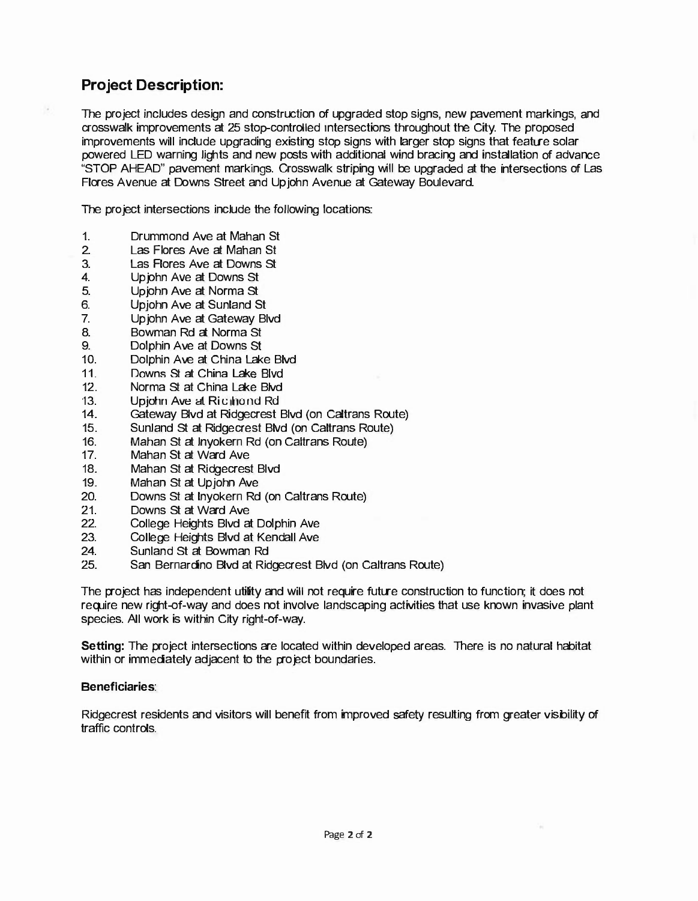## Project Description:

The project includes design and construction of upgraded stop signs, new pavement markings, and crosswalk improvements at 25 stop-controlled intersections throughout the City. The proposed improvements will include upgrading existing stop signs with larger stop signs that feature solar powered LED warning lights and new posts with additional wind bracing and installation of advance "STOP AHEAD" pavement markings. Crosswalk striping will be upgraded at the intersections of Las Flores Avenue at Downs Street and Upjohn Avenue at Gateway Boulevard.

The project intersections include the following locations:

1. Drummond Ave at Mahan St
2. Las Flores Ave at Mahan St
3. Las Flores Ave at Downs St
4. Upjohn Ave at Downs St
5. Upjohn Ave at Norma St
6. Upjohn Ave at Sunland St
7. Upjohn Ave at Gateway Blvd
8. Bowman Rd at Norma St
9. Dolphin Ave at Downs St
10. Dolphin Ave at China Lake Blvd
11. Downs St at China Lake Blvd
12. Norma St at China Lake Blvd
13. Upjohn Ave at Richmond Rd
14. Gateway Blvd at Ridgecrest Blvd (on Caltrans Route)
15. Sunland St at Ridgecrest Blvd (on Caltrans Route)
16. Mahan St at Inyokern Rd (on Caltrans Route)
17. Mahan St at Ward Ave
18. Mahan St at Ridgecrest Blvd
19. Mahan St at Upjohn Ave
20. Downs St at Inyokern Rd (on Caltrans Route)
21. Downs St at Ward Ave
22. College Heights Blvd at Dolphin Ave
23. College Heights Blvd at Kendall Ave
24. Sunland St at Bowman Rd
25. San Bernardino Blvd at Ridgecrest Blvd (on Caltrans Route)

The project has independent utility and will not require future construction to function; it does not require new right-of-way and does not involve landscaping activities that use known invasive plant species. All work is within City right-of-way.

**Setting:** The project intersections are located within developed areas. There is no natural habitat within or immediately adjacent to the project boundaries.

**Beneficiaries**:

Ridgecrest residents and visitors will benefit from improved safety resulting from greater visibility of traffic controls.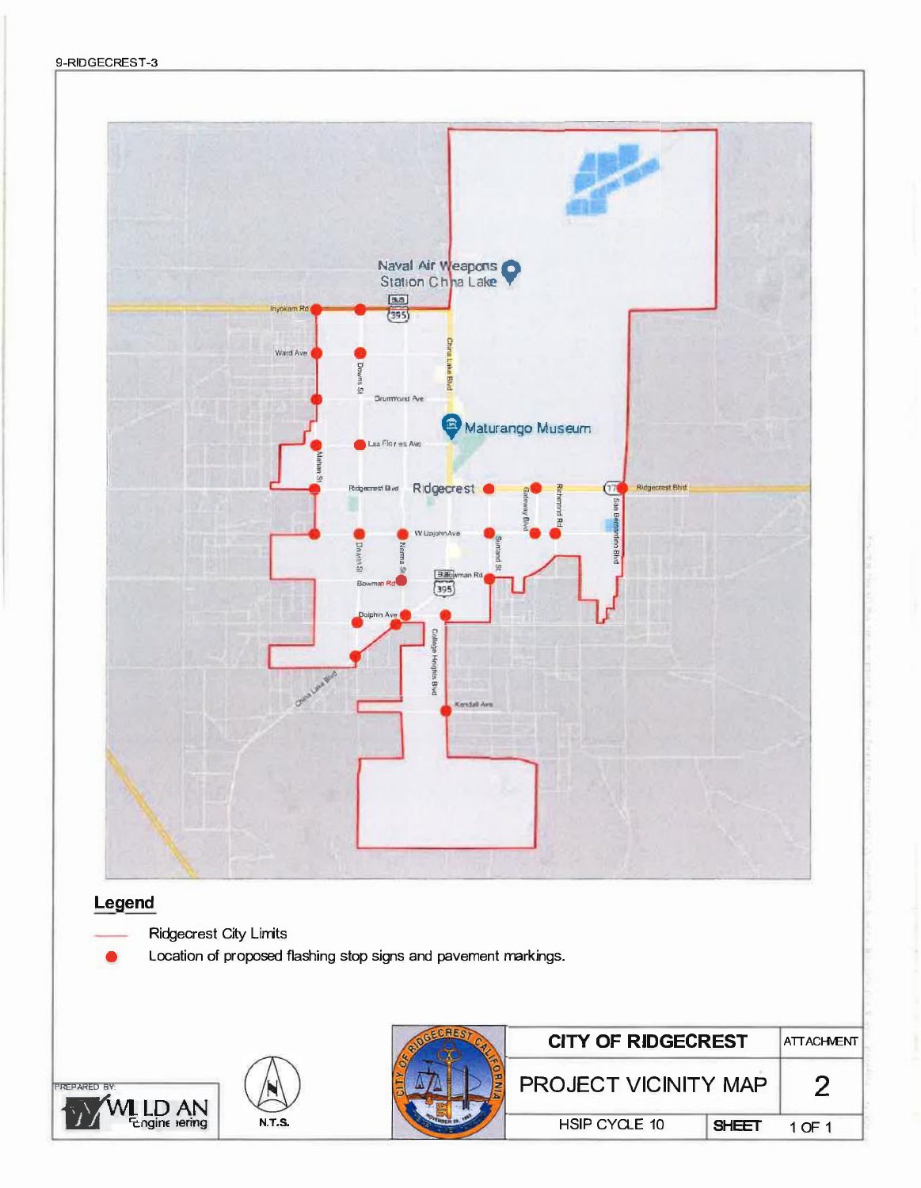9-RIDGECREST-3

Naval Air Weapons Station China Lake

Inyokern Rd

Ward Ave

Drummond Ave

Las Flores Ave

Ridgecrest Blvd

Ridgecrest

Maturango Museum

W Upjohn Ave

Bowman Rd

Dolphin Ave

Kendall Ave

Downs St

Mahan St

Norma St

China Lake Blvd

College Heights Blvd

Sunland St

Gateway Blvd

Richmond Rd

San Bernardino Blvd

395

178

## Legend

Ridgecrest City Limits

Location of proposed flashing stop signs and pavement markings.

PREPARED BY: WILLDAN Engineering

N.T.S.

| CITY OF RIDGECREST | | ATTACHMENT |
|---|---|---|
| PROJECT VICINITY MAP | | 2 |
| HSIP CYCLE 10 | SHEET | 1 OF 1 |